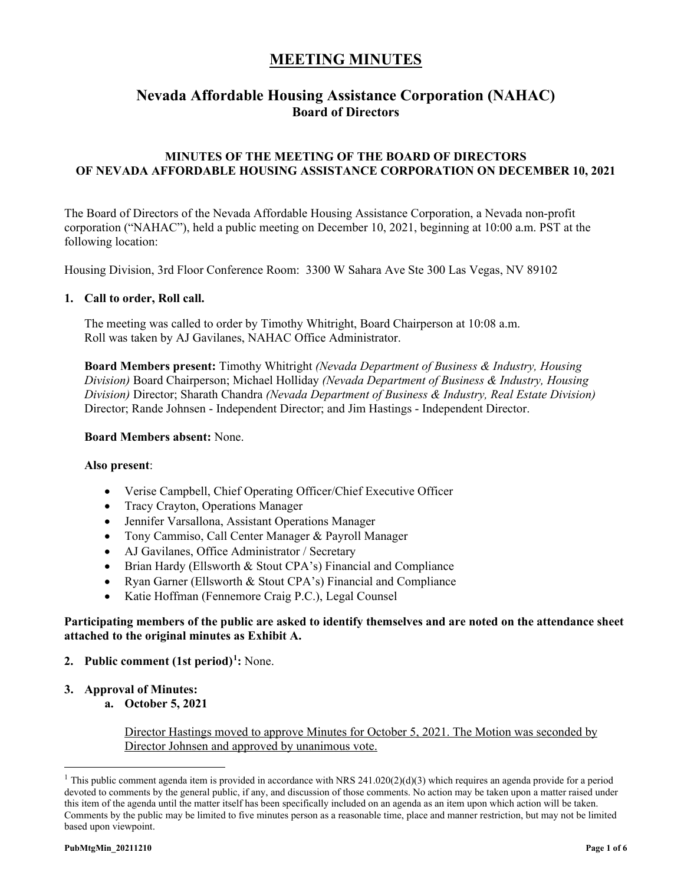# MEETING MINUTES

## Nevada Affordable Housing Assistance Corporation (NAHAC)
### Board of Directors

**MINUTES OF THE MEETING OF THE BOARD OF DIRECTORS OF NEVADA AFFORDABLE HOUSING ASSISTANCE CORPORATION ON DECEMBER 10, 2021**

The Board of Directors of the Nevada Affordable Housing Assistance Corporation, a Nevada non-profit corporation ("NAHAC"), held a public meeting on December 10, 2021, beginning at 10:00 a.m. PST at the following location:

Housing Division, 3rd Floor Conference Room: 3300 W Sahara Ave Ste 300 Las Vegas, NV 89102

**1. Call to order, Roll call.**

The meeting was called to order by Timothy Whitright, Board Chairperson at 10:08 a.m. Roll was taken by AJ Gavilanes, NAHAC Office Administrator.

**Board Members present:** Timothy Whitright *(Nevada Department of Business & Industry, Housing Division)* Board Chairperson; Michael Holliday *(Nevada Department of Business & Industry, Housing Division)* Director; Sharath Chandra *(Nevada Department of Business & Industry, Real Estate Division)* Director; Rande Johnsen - Independent Director; and Jim Hastings - Independent Director.

**Board Members absent:** None.

**Also present**:

- Verise Campbell, Chief Operating Officer/Chief Executive Officer
- Tracy Crayton, Operations Manager
- Jennifer Varsallona, Assistant Operations Manager
- Tony Cammiso, Call Center Manager & Payroll Manager
- AJ Gavilanes, Office Administrator / Secretary
- Brian Hardy (Ellsworth & Stout CPA's) Financial and Compliance
- Ryan Garner (Ellsworth & Stout CPA's) Financial and Compliance
- Katie Hoffman (Fennemore Craig P.C.), Legal Counsel

**Participating members of the public are asked to identify themselves and are noted on the attendance sheet attached to the original minutes as Exhibit A.**

**2. Public comment (1st period)[1]:** None.

**3. Approval of Minutes:**

**a. October 5, 2021**

Director Hastings moved to approve Minutes for October 5, 2021. The Motion was seconded by Director Johnsen and approved by unanimous vote.

---

[1] This public comment agenda item is provided in accordance with NRS 241.020(2)(d)(3) which requires an agenda provide for a period devoted to comments by the general public, if any, and discussion of those comments. No action may be taken upon a matter raised under this item of the agenda until the matter itself has been specifically included on an agenda as an item upon which action will be taken. Comments by the public may be limited to five minutes person as a reasonable time, place and manner restriction, but may not be limited based upon viewpoint.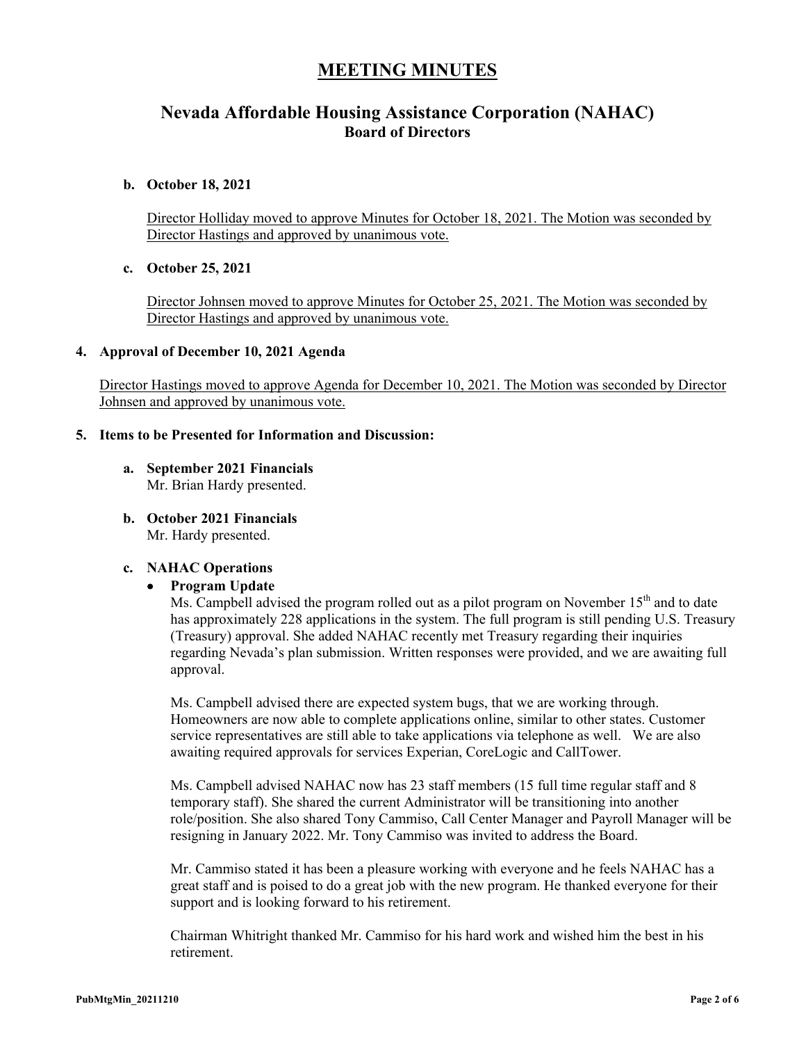# MEETING MINUTES

## Nevada Affordable Housing Assistance Corporation (NAHAC)
### Board of Directors

**b. October 18, 2021**

Director Holliday moved to approve Minutes for October 18, 2021. The Motion was seconded by Director Hastings and approved by unanimous vote.

**c. October 25, 2021**

Director Johnsen moved to approve Minutes for October 25, 2021. The Motion was seconded by Director Hastings and approved by unanimous vote.

**4. Approval of December 10, 2021 Agenda**

Director Hastings moved to approve Agenda for December 10, 2021. The Motion was seconded by Director Johnsen and approved by unanimous vote.

**5. Items to be Presented for Information and Discussion:**

**a. September 2021 Financials**
Mr. Brian Hardy presented.

**b. October 2021 Financials**
Mr. Hardy presented.

**c. NAHAC Operations**

- **Program Update**

  Ms. Campbell advised the program rolled out as a pilot program on November 15th and to date has approximately 228 applications in the system. The full program is still pending U.S. Treasury (Treasury) approval. She added NAHAC recently met Treasury regarding their inquiries regarding Nevada's plan submission. Written responses were provided, and we are awaiting full approval.

  Ms. Campbell advised there are expected system bugs, that we are working through. Homeowners are now able to complete applications online, similar to other states. Customer service representatives are still able to take applications via telephone as well. We are also awaiting required approvals for services Experian, CoreLogic and CallTower.

  Ms. Campbell advised NAHAC now has 23 staff members (15 full time regular staff and 8 temporary staff). She shared the current Administrator will be transitioning into another role/position. She also shared Tony Cammiso, Call Center Manager and Payroll Manager will be resigning in January 2022. Mr. Tony Cammiso was invited to address the Board.

  Mr. Cammiso stated it has been a pleasure working with everyone and he feels NAHAC has a great staff and is poised to do a great job with the new program. He thanked everyone for their support and is looking forward to his retirement.

  Chairman Whitright thanked Mr. Cammiso for his hard work and wished him the best in his retirement.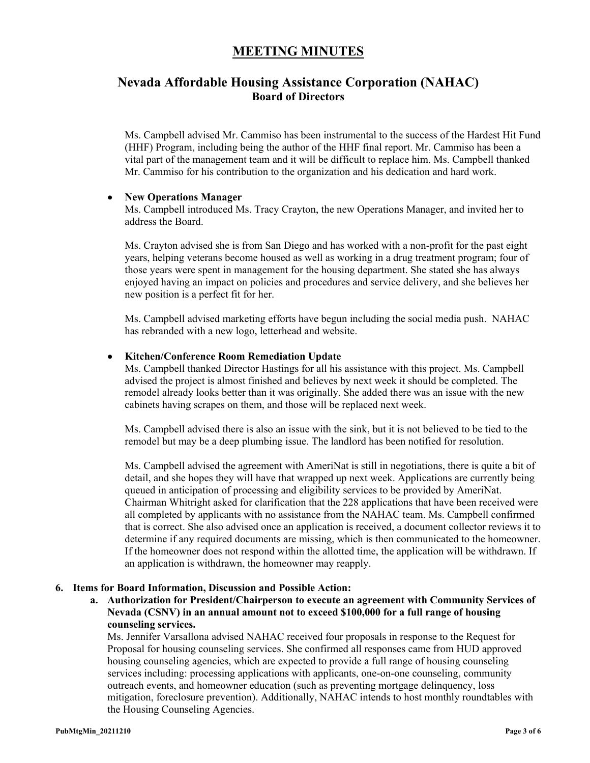# MEETING MINUTES

## Nevada Affordable Housing Assistance Corporation (NAHAC)
### Board of Directors

Ms. Campbell advised Mr. Cammiso has been instrumental to the success of the Hardest Hit Fund (HHF) Program, including being the author of the HHF final report. Mr. Cammiso has been a vital part of the management team and it will be difficult to replace him. Ms. Campbell thanked Mr. Cammiso for his contribution to the organization and his dedication and hard work.

- **New Operations Manager**

  Ms. Campbell introduced Ms. Tracy Crayton, the new Operations Manager, and invited her to address the Board.

  Ms. Crayton advised she is from San Diego and has worked with a non-profit for the past eight years, helping veterans become housed as well as working in a drug treatment program; four of those years were spent in management for the housing department. She stated she has always enjoyed having an impact on policies and procedures and service delivery, and she believes her new position is a perfect fit for her.

  Ms. Campbell advised marketing efforts have begun including the social media push. NAHAC has rebranded with a new logo, letterhead and website.

- **Kitchen/Conference Room Remediation Update**

  Ms. Campbell thanked Director Hastings for all his assistance with this project. Ms. Campbell advised the project is almost finished and believes by next week it should be completed. The remodel already looks better than it was originally. She added there was an issue with the new cabinets having scrapes on them, and those will be replaced next week.

  Ms. Campbell advised there is also an issue with the sink, but it is not believed to be tied to the remodel but may be a deep plumbing issue. The landlord has been notified for resolution.

  Ms. Campbell advised the agreement with AmeriNat is still in negotiations, there is quite a bit of detail, and she hopes they will have that wrapped up next week. Applications are currently being queued in anticipation of processing and eligibility services to be provided by AmeriNat. Chairman Whitright asked for clarification that the 228 applications that have been received were all completed by applicants with no assistance from the NAHAC team. Ms. Campbell confirmed that is correct. She also advised once an application is received, a document collector reviews it to determine if any required documents are missing, which is then communicated to the homeowner. If the homeowner does not respond within the allotted time, the application will be withdrawn. If an application is withdrawn, the homeowner may reapply.

**6. Items for Board Information, Discussion and Possible Action:**

**a. Authorization for President/Chairperson to execute an agreement with Community Services of Nevada (CSNV) in an annual amount not to exceed $100,000 for a full range of housing counseling services.**

Ms. Jennifer Varsallona advised NAHAC received four proposals in response to the Request for Proposal for housing counseling services. She confirmed all responses came from HUD approved housing counseling agencies, which are expected to provide a full range of housing counseling services including: processing applications with applicants, one-on-one counseling, community outreach events, and homeowner education (such as preventing mortgage delinquency, loss mitigation, foreclosure prevention). Additionally, NAHAC intends to host monthly roundtables with the Housing Counseling Agencies.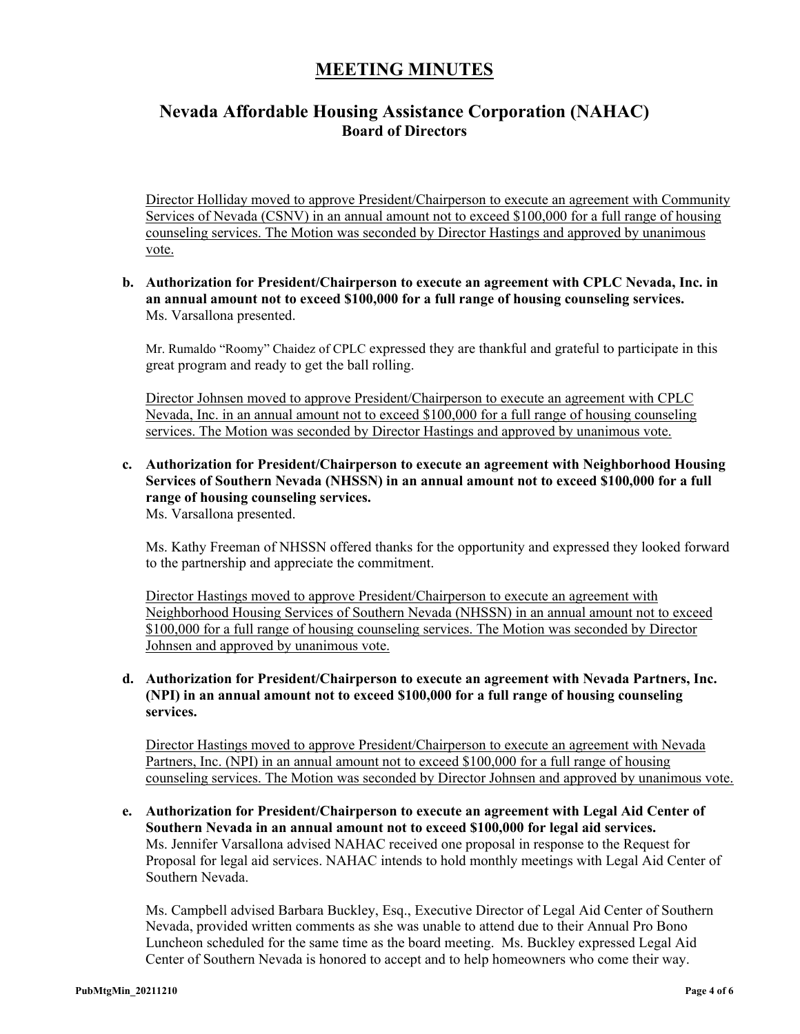# MEETING MINUTES

## Nevada Affordable Housing Assistance Corporation (NAHAC)
### Board of Directors

Director Holliday moved to approve President/Chairperson to execute an agreement with Community Services of Nevada (CSNV) in an annual amount not to exceed $100,000 for a full range of housing counseling services. The Motion was seconded by Director Hastings and approved by unanimous vote.

**b. Authorization for President/Chairperson to execute an agreement with CPLC Nevada, Inc. in an annual amount not to exceed $100,000 for a full range of housing counseling services.**
Ms. Varsallona presented.

Mr. Rumaldo "Roomy" Chaidez of CPLC expressed they are thankful and grateful to participate in this great program and ready to get the ball rolling.

Director Johnsen moved to approve President/Chairperson to execute an agreement with CPLC Nevada, Inc. in an annual amount not to exceed $100,000 for a full range of housing counseling services. The Motion was seconded by Director Hastings and approved by unanimous vote.

**c. Authorization for President/Chairperson to execute an agreement with Neighborhood Housing Services of Southern Nevada (NHSSN) in an annual amount not to exceed $100,000 for a full range of housing counseling services.**
Ms. Varsallona presented.

Ms. Kathy Freeman of NHSSN offered thanks for the opportunity and expressed they looked forward to the partnership and appreciate the commitment.

Director Hastings moved to approve President/Chairperson to execute an agreement with Neighborhood Housing Services of Southern Nevada (NHSSN) in an annual amount not to exceed $100,000 for a full range of housing counseling services. The Motion was seconded by Director Johnsen and approved by unanimous vote.

**d. Authorization for President/Chairperson to execute an agreement with Nevada Partners, Inc. (NPI) in an annual amount not to exceed $100,000 for a full range of housing counseling services.**

Director Hastings moved to approve President/Chairperson to execute an agreement with Nevada Partners, Inc. (NPI) in an annual amount not to exceed $100,000 for a full range of housing counseling services. The Motion was seconded by Director Johnsen and approved by unanimous vote.

**e. Authorization for President/Chairperson to execute an agreement with Legal Aid Center of Southern Nevada in an annual amount not to exceed $100,000 for legal aid services.**
Ms. Jennifer Varsallona advised NAHAC received one proposal in response to the Request for Proposal for legal aid services. NAHAC intends to hold monthly meetings with Legal Aid Center of Southern Nevada.

Ms. Campbell advised Barbara Buckley, Esq., Executive Director of Legal Aid Center of Southern Nevada, provided written comments as she was unable to attend due to their Annual Pro Bono Luncheon scheduled for the same time as the board meeting. Ms. Buckley expressed Legal Aid Center of Southern Nevada is honored to accept and to help homeowners who come their way.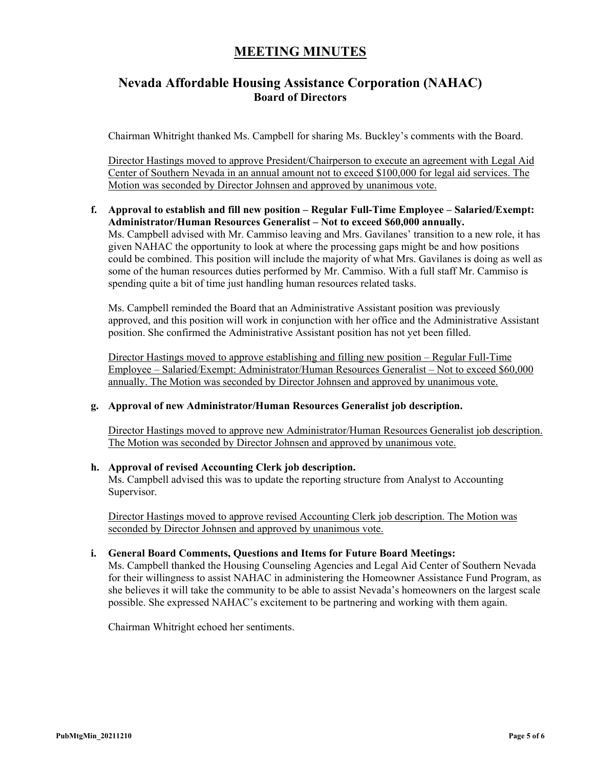# MEETING MINUTES

## Nevada Affordable Housing Assistance Corporation (NAHAC)
### Board of Directors

Chairman Whitright thanked Ms. Campbell for sharing Ms. Buckley's comments with the Board.

<u>Director Hastings moved to approve President/Chairperson to execute an agreement with Legal Aid Center of Southern Nevada in an annual amount not to exceed $100,000 for legal aid services. The Motion was seconded by Director Johnsen and approved by unanimous vote.</u>

**f. Approval to establish and fill new position – Regular Full-Time Employee – Salaried/Exempt: Administrator/Human Resources Generalist – Not to exceed $60,000 annually.**

Ms. Campbell advised with Mr. Cammiso leaving and Mrs. Gavilanes' transition to a new role, it has given NAHAC the opportunity to look at where the processing gaps might be and how positions could be combined. This position will include the majority of what Mrs. Gavilanes is doing as well as some of the human resources duties performed by Mr. Cammiso. With a full staff Mr. Cammiso is spending quite a bit of time just handling human resources related tasks.

Ms. Campbell reminded the Board that an Administrative Assistant position was previously approved, and this position will work in conjunction with her office and the Administrative Assistant position. She confirmed the Administrative Assistant position has not yet been filled.

<u>Director Hastings moved to approve establishing and filling new position – Regular Full-Time Employee – Salaried/Exempt: Administrator/Human Resources Generalist – Not to exceed $60,000 annually. The Motion was seconded by Director Johnsen and approved by unanimous vote.</u>

**g. Approval of new Administrator/Human Resources Generalist job description.**

<u>Director Hastings moved to approve new Administrator/Human Resources Generalist job description. The Motion was seconded by Director Johnsen and approved by unanimous vote.</u>

**h. Approval of revised Accounting Clerk job description.**

Ms. Campbell advised this was to update the reporting structure from Analyst to Accounting Supervisor.

<u>Director Hastings moved to approve revised Accounting Clerk job description. The Motion was seconded by Director Johnsen and approved by unanimous vote.</u>

**i. General Board Comments, Questions and Items for Future Board Meetings:**

Ms. Campbell thanked the Housing Counseling Agencies and Legal Aid Center of Southern Nevada for their willingness to assist NAHAC in administering the Homeowner Assistance Fund Program, as she believes it will take the community to be able to assist Nevada's homeowners on the largest scale possible. She expressed NAHAC's excitement to be partnering and working with them again.

Chairman Whitright echoed her sentiments.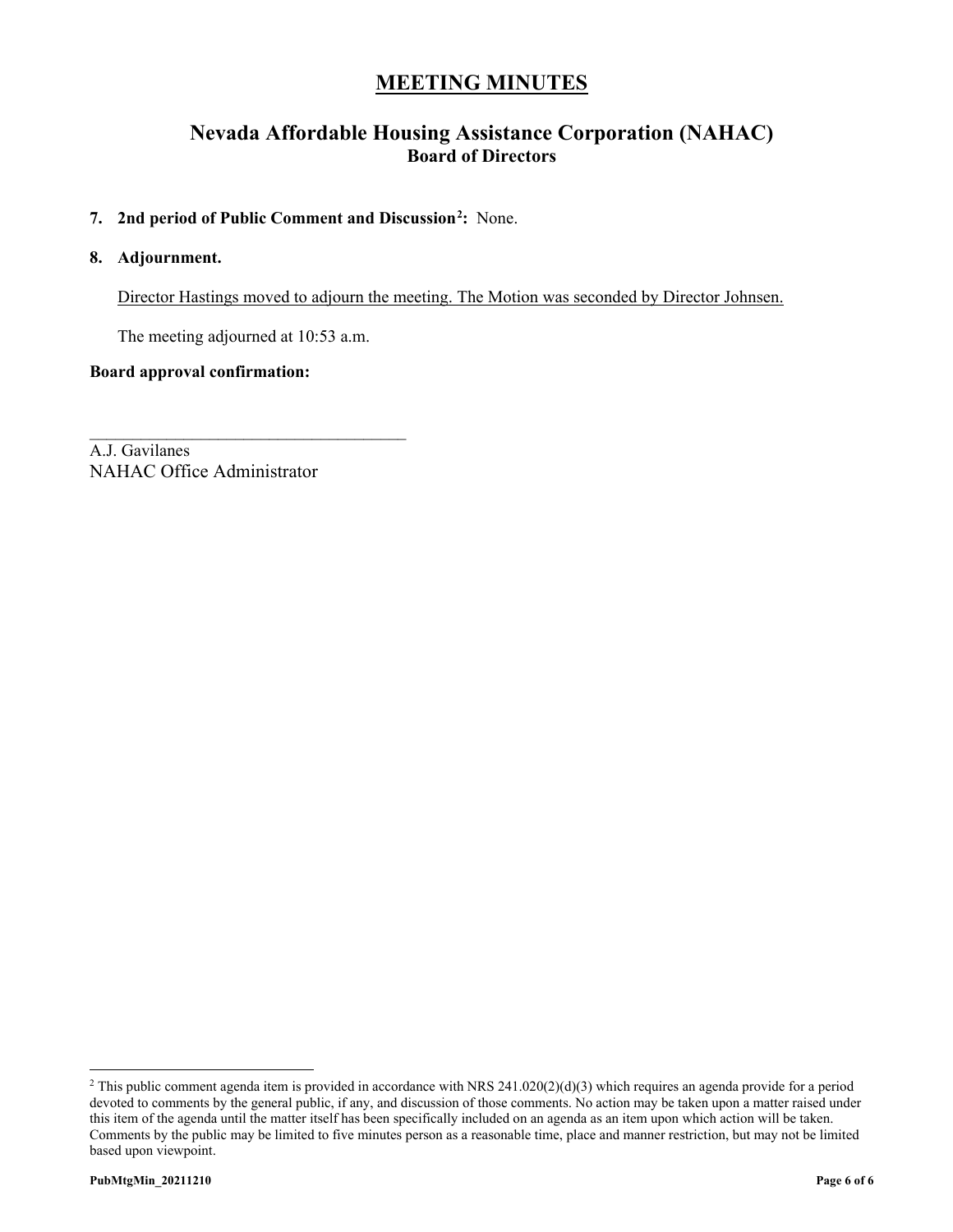# MEETING MINUTES

## Nevada Affordable Housing Assistance Corporation (NAHAC)
### Board of Directors

**7. 2nd period of Public Comment and Discussion[2]:** None.

**8. Adjournment.**

Director Hastings moved to adjourn the meeting. The Motion was seconded by Director Johnsen.

The meeting adjourned at 10:53 a.m.

**Board approval confirmation:**

_____________________________________

A.J. Gavilanes
NAHAC Office Administrator

---

[2] This public comment agenda item is provided in accordance with NRS 241.020(2)(d)(3) which requires an agenda provide for a period devoted to comments by the general public, if any, and discussion of those comments. No action may be taken upon a matter raised under this item of the agenda until the matter itself has been specifically included on an agenda as an item upon which action will be taken. Comments by the public may be limited to five minutes person as a reasonable time, place and manner restriction, but may not be limited based upon viewpoint.

PubMtgMin_20211210